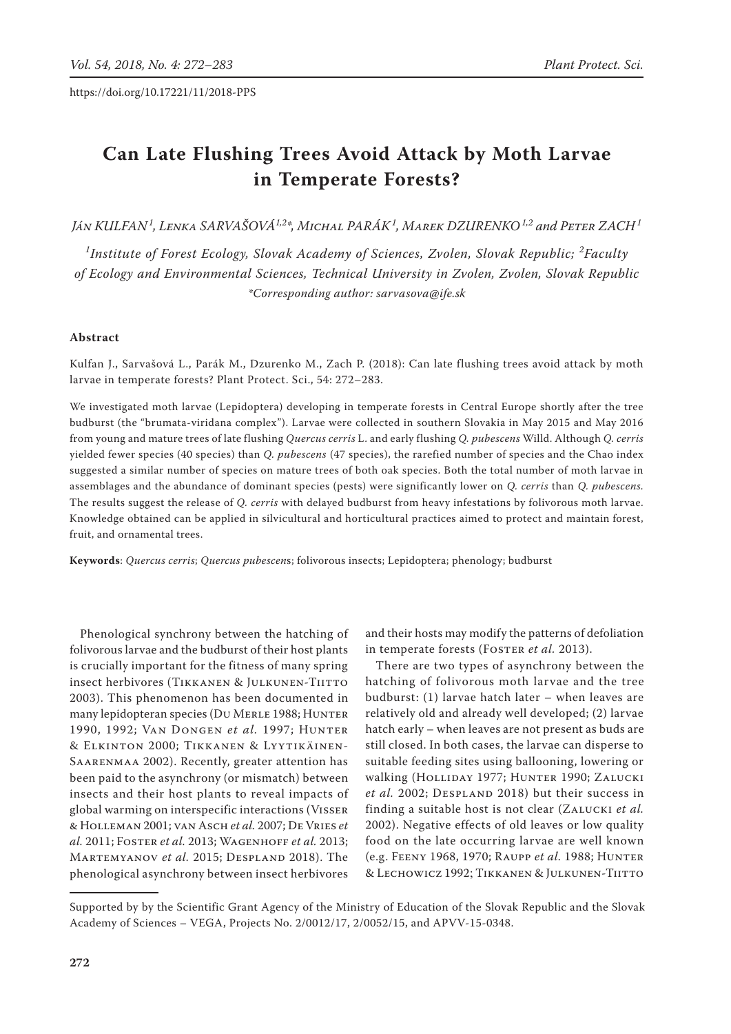https://doi.org/10.17221/11/2018-PPS

# Can Late Flushing Trees Avoid Attack by Moth Larvae in Temperate Forests?

*Ján KULFAN*[1], *Lenka SARVAŠOVÁ*[1,2]*, *Michal PARÁK*[1], *Marek DZURENKO*[1,2] *and Peter ZACH*[1]

[1]*Institute of Forest Ecology, Slovak Academy of Sciences, Zvolen, Slovak Republic;* [2]*Faculty of Ecology and Environmental Sciences, Technical University in Zvolen, Zvolen, Slovak Republic*

**Corresponding author: sarvasova@ife.sk*

## Abstract

Kulfan J., Sarvašová L., Parák M., Dzurenko M., Zach P. (2018): Can late flushing trees avoid attack by moth larvae in temperate forests? Plant Protect. Sci., 54: 272–283.

We investigated moth larvae (Lepidoptera) developing in temperate forests in Central Europe shortly after the tree budburst (the "brumata-viridana complex"). Larvae were collected in southern Slovakia in May 2015 and May 2016 from young and mature trees of late flushing *Quercus cerris* L. and early flushing *Q. pubescens* Willd. Although *Q. cerris* yielded fewer species (40 species) than *Q. pubescens* (47 species), the rarefied number of species and the Chao index suggested a similar number of species on mature trees of both oak species. Both the total number of moth larvae in assemblages and the abundance of dominant species (pests) were significantly lower on *Q. cerris* than *Q. pubescens.* The results suggest the release of *Q. cerris* with delayed budburst from heavy infestations by folivorous moth larvae. Knowledge obtained can be applied in silvicultural and horticultural practices aimed to protect and maintain forest, fruit, and ornamental trees.

**Keywords**: *Quercus cerris*; *Quercus pubescens*; folivorous insects; Lepidoptera; phenology; budburst

Phenological synchrony between the hatching of folivorous larvae and the budburst of their host plants is crucially important for the fitness of many spring insect herbivores (Tikkanen & Julkunen-Tiitto 2003). This phenomenon has been documented in many lepidopteran species (Du Merle 1988; Hunter 1990, 1992; Van Dongen *et al.* 1997; Hunter & Elkinton 2000; Tikkanen & Lyytikäinen-Saarenmaa 2002). Recently, greater attention has been paid to the asynchrony (or mismatch) between insects and their host plants to reveal impacts of global warming on interspecific interactions (Visser & Holleman 2001; van Asch *et al.* 2007; De Vries *et al.* 2011; Foster *et al.* 2013; Wagenhoff *et al.* 2013; Martemyanov *et al.* 2015; Despland 2018). The phenological asynchrony between insect herbivores and their hosts may modify the patterns of defoliation in temperate forests (Foster *et al.* 2013).

There are two types of asynchrony between the hatching of folivorous moth larvae and the tree budburst: (1) larvae hatch later – when leaves are relatively old and already well developed; (2) larvae hatch early – when leaves are not present as buds are still closed. In both cases, the larvae can disperse to suitable feeding sites using ballooning, lowering or walking (Holliday 1977; Hunter 1990; Zalucki *et al.* 2002; Despland 2018) but their success in finding a suitable host is not clear (Zalucki *et al.* 2002). Negative effects of old leaves or low quality food on the late occurring larvae are well known (e.g. Feeny 1968, 1970; Raupp *et al.* 1988; Hunter & Lechowicz 1992; Tikkanen & Julkunen-Tiitto

Supported by by the Scientific Grant Agency of the Ministry of Education of the Slovak Republic and the Slovak Academy of Sciences – VEGA, Projects No. 2/0012/17, 2/0052/15, and APVV-15-0348.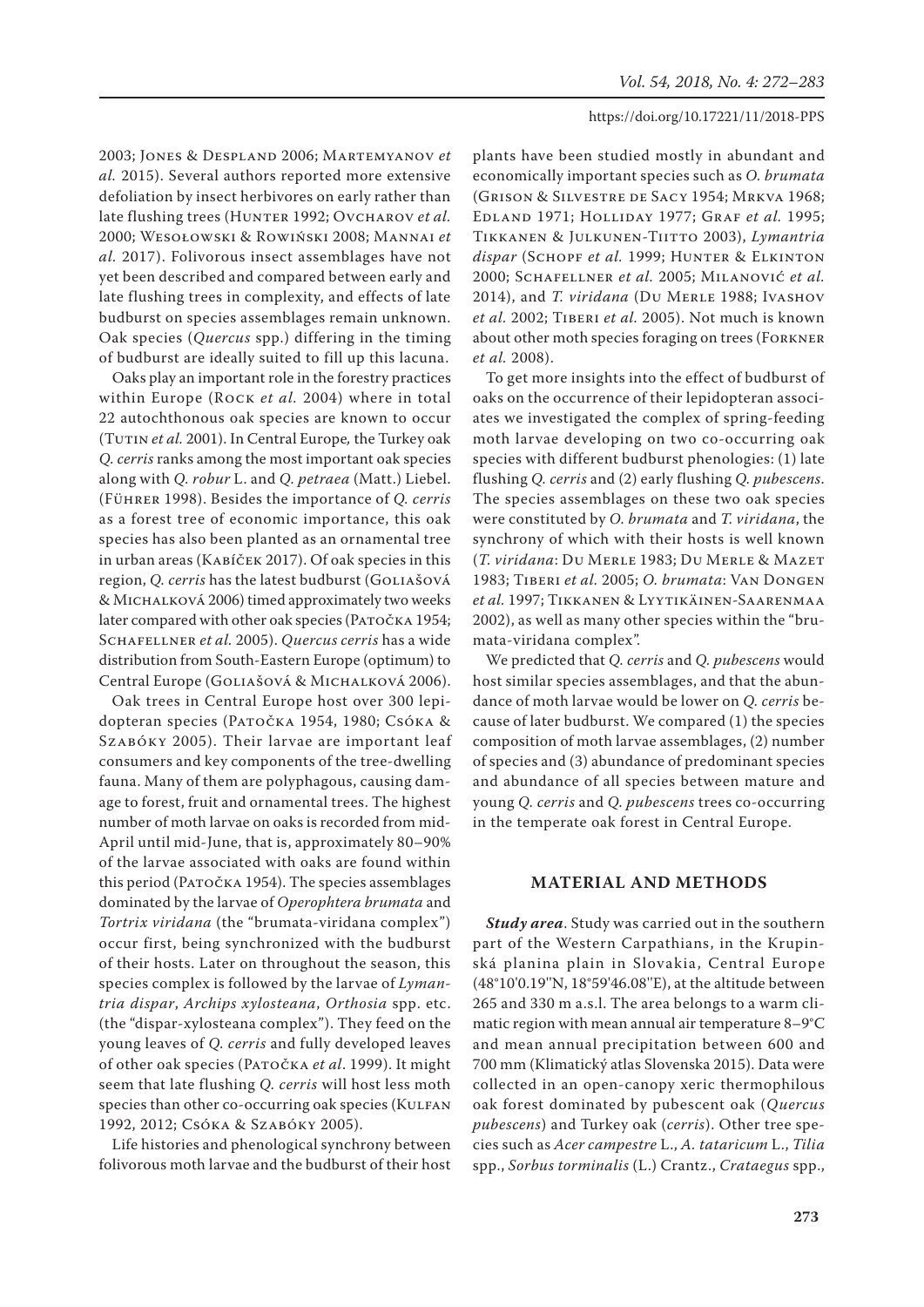2003; Jones & Despland 2006; Martemyanov *et al.* 2015). Several authors reported more extensive defoliation by insect herbivores on early rather than late flushing trees (Hunter 1992; Ovcharov *et al.* 2000; Wesołowski & Rowiński 2008; Mannai *et al.* 2017). Folivorous insect assemblages have not yet been described and compared between early and late flushing trees in complexity, and effects of late budburst on species assemblages remain unknown. Oak species (*Quercus* spp.) differing in the timing of budburst are ideally suited to fill up this lacuna.

Oaks play an important role in the forestry practices within Europe (Rock *et al.* 2004) where in total 22 autochthonous oak species are known to occur (Tutin *et al.* 2001). In Central Europe, the Turkey oak *Q. cerris* ranks among the most important oak species along with *Q. robur* L. and *Q. petraea* (Matt.) Liebel. (Führer 1998). Besides the importance of *Q. cerris* as a forest tree of economic importance, this oak species has also been planted as an ornamental tree in urban areas (Kabíček 2017). Of oak species in this region, *Q. cerris* has the latest budburst (Goliašová & Michalková 2006) timed approximately two weeks later compared with other oak species (Patočka 1954; Schafellner *et al.* 2005). *Quercus cerris* has a wide distribution from South-Eastern Europe (optimum) to Central Europe (Goliašová & Michalková 2006).

Oak trees in Central Europe host over 300 lepidopteran species (Patočka 1954, 1980; Csóka & Szabóky 2005). Their larvae are important leaf consumers and key components of the tree-dwelling fauna. Many of them are polyphagous, causing damage to forest, fruit and ornamental trees. The highest number of moth larvae on oaks is recorded from mid-April until mid-June, that is, approximately 80–90% of the larvae associated with oaks are found within this period (Patočka 1954). The species assemblages dominated by the larvae of *Operophtera brumata* and *Tortrix viridana* (the "brumata-viridana complex") occur first, being synchronized with the budburst of their hosts. Later on throughout the season, this species complex is followed by the larvae of *Lymantria dispar*, *Archips xylosteana*, *Orthosia* spp. etc. (the "dispar-xylosteana complex"). They feed on the young leaves of *Q. cerris* and fully developed leaves of other oak species (Patočka *et al*. 1999). It might seem that late flushing *Q. cerris* will host less moth species than other co-occurring oak species (Kulfan 1992, 2012; Csóka & Szabóky 2005).

Life histories and phenological synchrony between folivorous moth larvae and the budburst of their host plants have been studied mostly in abundant and economically important species such as *O. brumata* (Grison & Silvestre de Sacy 1954; Mrkva 1968; Edland 1971; Holliday 1977; Graf *et al.* 1995; Tikkanen & Julkunen-Tiitto 2003), *Lymantria dispar* (Schopf *et al.* 1999; Hunter & Elkinton 2000; Schafellner *et al.* 2005; Milanović *et al.* 2014), and *T. viridana* (Du Merle 1988; Ivashov *et al.* 2002; Tiberi *et al.* 2005). Not much is known about other moth species foraging on trees (Forkner *et al.* 2008).

To get more insights into the effect of budburst of oaks on the occurrence of their lepidopteran associates we investigated the complex of spring-feeding moth larvae developing on two co-occurring oak species with different budburst phenologies: (1) late flushing *Q. cerris* and (2) early flushing *Q. pubescens*. The species assemblages on these two oak species were constituted by *O. brumata* and *T. viridana*, the synchrony of which with their hosts is well known (*T. viridana*: Du Merle 1983; Du Merle & Mazet 1983; Tiberi *et al.* 2005; *O. brumata*: Van Dongen *et al.* 1997; Tikkanen & Lyytikäinen-Saarenmaa 2002), as well as many other species within the "brumata-viridana complex".

We predicted that *Q. cerris* and *Q. pubescens* would host similar species assemblages, and that the abundance of moth larvae would be lower on *Q. cerris* because of later budburst. We compared (1) the species composition of moth larvae assemblages, (2) number of species and (3) abundance of predominant species and abundance of all species between mature and young *Q. cerris* and *Q. pubescens* trees co-occurring in the temperate oak forest in Central Europe.

## MATERIAL AND METHODS

***Study area***. Study was carried out in the southern part of the Western Carpathians, in the Krupinská planina plain in Slovakia, Central Europe (48°10'0.19''N, 18°59'46.08''E), at the altitude between 265 and 330 m a.s.l. The area belongs to a warm climatic region with mean annual air temperature 8–9°C and mean annual precipitation between 600 and 700 mm (Klimatický atlas Slovenska 2015). Data were collected in an open-canopy xeric thermophilous oak forest dominated by pubescent oak (*Quercus pubescens*) and Turkey oak (*cerris*). Other tree species such as *Acer campestre* L., *A. tataricum* L., *Tilia* spp., *Sorbus torminalis* (L.) Crantz., *Crataegus* spp.,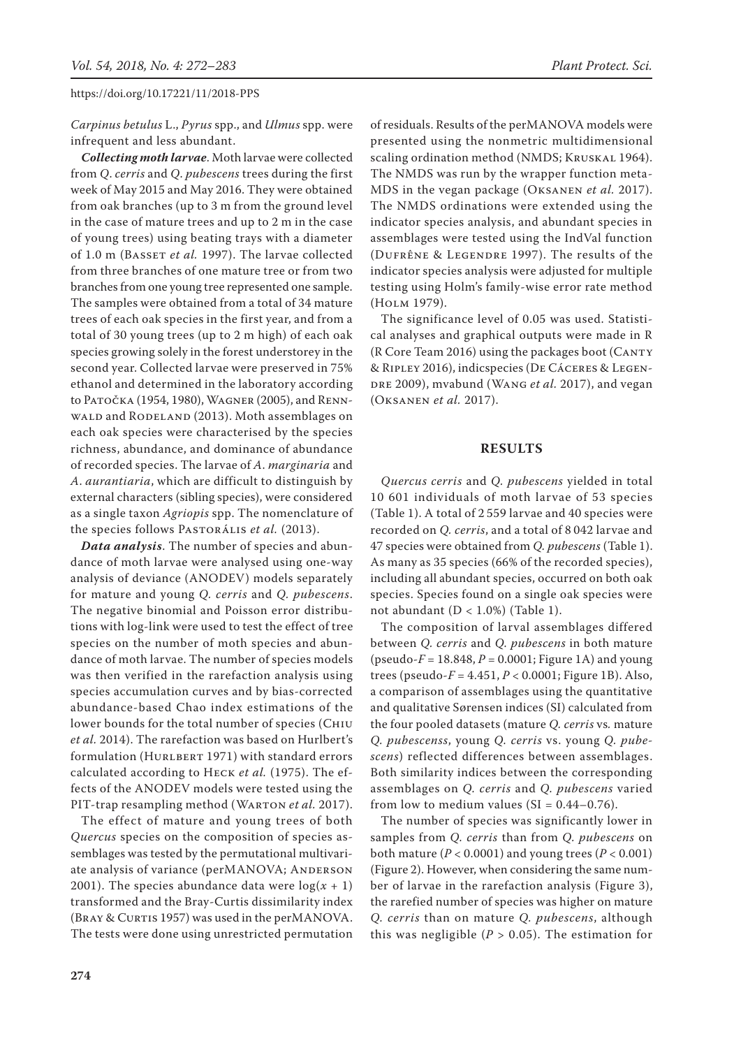*Carpinus betulus* L., *Pyrus* spp., and *Ulmus* spp. were infrequent and less abundant.

***Collecting moth larvae***. Moth larvae were collected from *Q. cerris* and *Q. pubescens* trees during the first week of May 2015 and May 2016. They were obtained from oak branches (up to 3 m from the ground level in the case of mature trees and up to 2 m in the case of young trees) using beating trays with a diameter of 1.0 m (Basset *et al.* 1997). The larvae collected from three branches of one mature tree or from two branches from one young tree represented one sample. The samples were obtained from a total of 34 mature trees of each oak species in the first year, and from a total of 30 young trees (up to 2 m high) of each oak species growing solely in the forest understorey in the second year. Collected larvae were preserved in 75% ethanol and determined in the laboratory according to Patočka (1954, 1980), Wagner (2005), and Rennwald and Rodeland (2013). Moth assemblages on each oak species were characterised by the species richness, abundance, and dominance of abundance of recorded species. The larvae of *A. marginaria* and *A. aurantiaria*, which are difficult to distinguish by external characters (sibling species), were considered as a single taxon *Agriopis* spp. The nomenclature of the species follows Pastorális *et al.* (2013).

***Data analysis***. The number of species and abundance of moth larvae were analysed using one-way analysis of deviance (ANODEV) models separately for mature and young *Q. cerris* and *Q. pubescens*. The negative binomial and Poisson error distributions with log-link were used to test the effect of tree species on the number of moth species and abundance of moth larvae. The number of species models was then verified in the rarefaction analysis using species accumulation curves and by bias-corrected abundance-based Chao index estimations of the lower bounds for the total number of species (Chiu *et al.* 2014). The rarefaction was based on Hurlbert's formulation (Hurlbert 1971) with standard errors calculated according to Heck *et al.* (1975). The effects of the ANODEV models were tested using the PIT-trap resampling method (Warton *et al.* 2017).

The effect of mature and young trees of both *Quercus* species on the composition of species assemblages was tested by the permutational multivariate analysis of variance (perMANOVA; Anderson 2001). The species abundance data were $\log(x + 1)$ transformed and the Bray-Curtis dissimilarity index (Bray & Curtis 1957) was used in the perMANOVA. The tests were done using unrestricted permutation of residuals. Results of the perMANOVA models were presented using the nonmetric multidimensional scaling ordination method (NMDS; Kruskal 1964). The NMDS was run by the wrapper function metaMDS in the vegan package (Oksanen *et al.* 2017). The NMDS ordinations were extended using the indicator species analysis, and abundant species in assemblages were tested using the IndVal function (Dufrêne & Legendre 1997). The results of the indicator species analysis were adjusted for multiple testing using Holm's family-wise error rate method (Holm 1979).

The significance level of 0.05 was used. Statistical analyses and graphical outputs were made in R (R Core Team 2016) using the packages boot (Canty & Ripley 2016), indicspecies (De Cáceres & Legendre 2009), mvabund (Wang *et al.* 2017), and vegan (Oksanen *et al.* 2017).

## RESULTS

*Quercus cerris* and *Q. pubescens* yielded in total 10 601 individuals of moth larvae of 53 species (Table 1). A total of 2 559 larvae and 40 species were recorded on *Q. cerris*, and a total of 8 042 larvae and 47 species were obtained from *Q. pubescens* (Table 1). As many as 35 species (66% of the recorded species), including all abundant species, occurred on both oak species. Species found on a single oak species were not abundant ($D < 1.0\%$) (Table 1).

The composition of larval assemblages differed between *Q. cerris* and *Q. pubescens* in both mature (pseudo-$F = 18.848$, $P = 0.0001$; Figure 1A) and young trees (pseudo-$F = 4.451$, $P < 0.0001$; Figure 1B). Also, a comparison of assemblages using the quantitative and qualitative Sørensen indices (SI) calculated from the four pooled datasets (mature *Q. cerris* vs. mature *Q. pubescenss*, young *Q. cerris* vs. young *Q. pubescens*) reflected differences between assemblages. Both similarity indices between the corresponding assemblages on *Q. cerris* and *Q. pubescens* varied from low to medium values (SI = 0.44–0.76).

The number of species was significantly lower in samples from *Q. cerris* than from *Q. pubescens* on both mature ($P < 0.0001$) and young trees ($P < 0.001$) (Figure 2). However, when considering the same number of larvae in the rarefaction analysis (Figure 3), the rarefied number of species was higher on mature *Q. cerris* than on mature *Q. pubescens*, although this was negligible ($P > 0.05$). The estimation for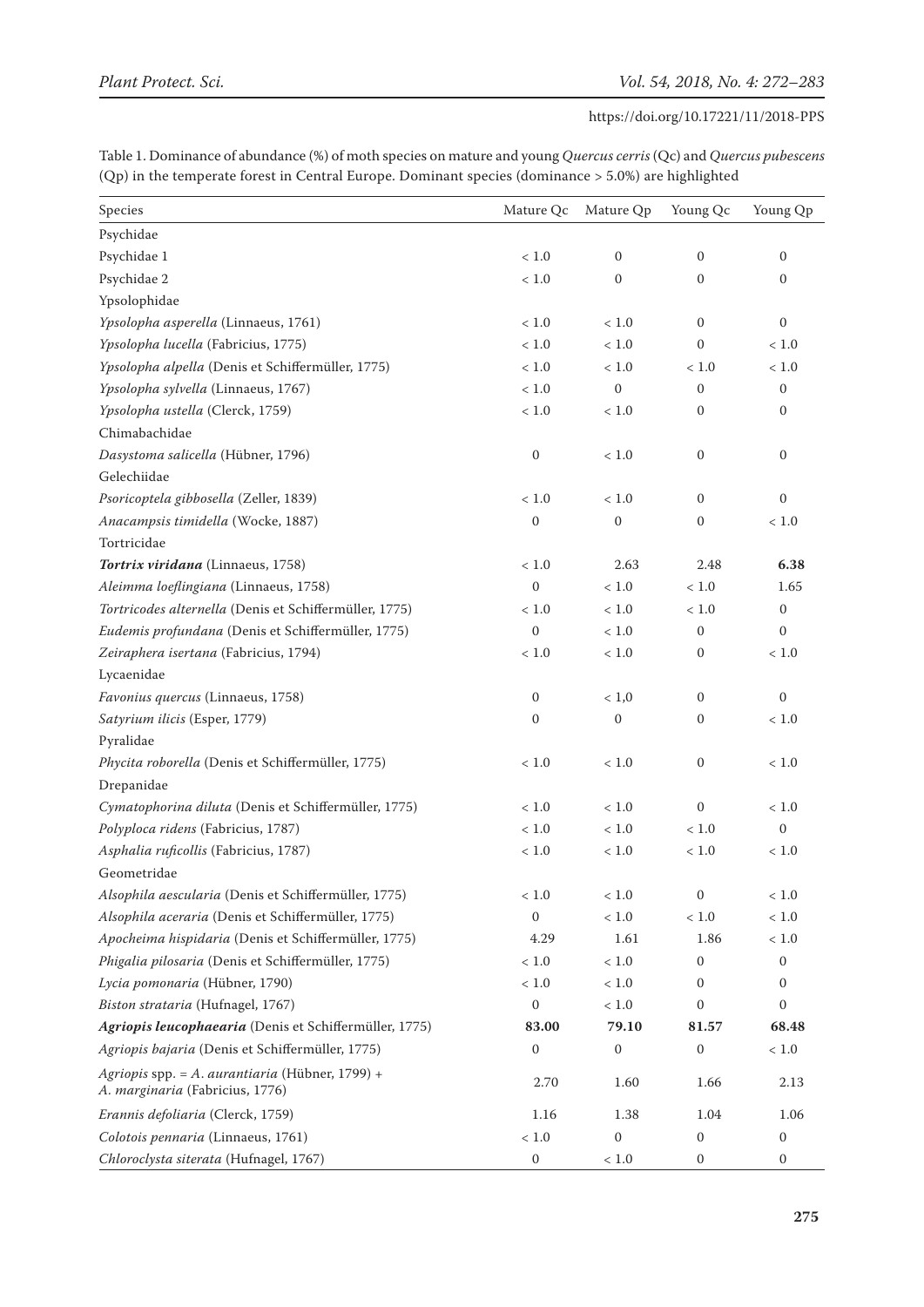Table 1. Dominance of abundance (%) of moth species on mature and young *Quercus cerris* (Qc) and *Quercus pubescens* (Qp) in the temperate forest in Central Europe. Dominant species (dominance > 5.0%) are highlighted

| Species | Mature Qc | Mature Qp | Young Qc | Young Qp |
|---|---|---|---|---|
| Psychidae | | | | |
| Psychidae 1 | < 1.0 | 0 | 0 | 0 |
| Psychidae 2 | < 1.0 | 0 | 0 | 0 |
| Ypsolophidae | | | | |
| *Ypsolopha asperella* (Linnaeus, 1761) | < 1.0 | < 1.0 | 0 | 0 |
| *Ypsolopha lucella* (Fabricius, 1775) | < 1.0 | < 1.0 | 0 | < 1.0 |
| *Ypsolopha alpella* (Denis et Schiffermüller, 1775) | < 1.0 | < 1.0 | < 1.0 | < 1.0 |
| *Ypsolopha sylvella* (Linnaeus, 1767) | < 1.0 | 0 | 0 | 0 |
| *Ypsolopha ustella* (Clerck, 1759) | < 1.0 | < 1.0 | 0 | 0 |
| Chimabachidae | | | | |
| *Dasystoma salicella* (Hübner, 1796) | 0 | < 1.0 | 0 | 0 |
| Gelechiidae | | | | |
| *Psoricoptela gibbosella* (Zeller, 1839) | < 1.0 | < 1.0 | 0 | 0 |
| *Anacampsis timidella* (Wocke, 1887) | 0 | 0 | 0 | < 1.0 |
| Tortricidae | | | | |
| ***Tortrix viridana*** (Linnaeus, 1758) | < 1.0 | 2.63 | 2.48 | **6.38** |
| *Aleimma loeflingiana* (Linnaeus, 1758) | 0 | < 1.0 | < 1.0 | 1.65 |
| *Tortricodes alternella* (Denis et Schiffermüller, 1775) | < 1.0 | < 1.0 | < 1.0 | 0 |
| *Eudemis profundana* (Denis et Schiffermüller, 1775) | 0 | < 1.0 | 0 | 0 |
| *Zeiraphera isertana* (Fabricius, 1794) | < 1.0 | < 1.0 | 0 | < 1.0 |
| Lycaenidae | | | | |
| *Favonius quercus* (Linnaeus, 1758) | 0 | < 1,0 | 0 | 0 |
| *Satyrium ilicis* (Esper, 1779) | 0 | 0 | 0 | < 1.0 |
| Pyralidae | | | | |
| *Phycita roborella* (Denis et Schiffermüller, 1775) | < 1.0 | < 1.0 | 0 | < 1.0 |
| Drepanidae | | | | |
| *Cymatophorina diluta* (Denis et Schiffermüller, 1775) | < 1.0 | < 1.0 | 0 | < 1.0 |
| *Polyploca ridens* (Fabricius, 1787) | < 1.0 | < 1.0 | < 1.0 | 0 |
| *Asphalia ruficollis* (Fabricius, 1787) | < 1.0 | < 1.0 | < 1.0 | < 1.0 |
| Geometridae | | | | |
| *Alsophila aescularia* (Denis et Schiffermüller, 1775) | < 1.0 | < 1.0 | 0 | < 1.0 |
| *Alsophila aceraria* (Denis et Schiffermüller, 1775) | 0 | < 1.0 | < 1.0 | < 1.0 |
| *Apocheima hispidaria* (Denis et Schiffermüller, 1775) | 4.29 | 1.61 | 1.86 | < 1.0 |
| *Phigalia pilosaria* (Denis et Schiffermüller, 1775) | < 1.0 | < 1.0 | 0 | 0 |
| *Lycia pomonaria* (Hübner, 1790) | < 1.0 | < 1.0 | 0 | 0 |
| *Biston strataria* (Hufnagel, 1767) | 0 | < 1.0 | 0 | 0 |
| ***Agriopis leucophaearia*** (Denis et Schiffermüller, 1775) | **83.00** | **79.10** | **81.57** | **68.48** |
| *Agriopis bajaria* (Denis et Schiffermüller, 1775) | 0 | 0 | 0 | < 1.0 |
| *Agriopis* spp. = *A. aurantiaria* (Hübner, 1799) + *A. marginaria* (Fabricius, 1776) | 2.70 | 1.60 | 1.66 | 2.13 |
| *Erannis defoliaria* (Clerck, 1759) | 1.16 | 1.38 | 1.04 | 1.06 |
| *Colotois pennaria* (Linnaeus, 1761) | < 1.0 | 0 | 0 | 0 |
| *Chloroclysta siterata* (Hufnagel, 1767) | 0 | < 1.0 | 0 | 0 |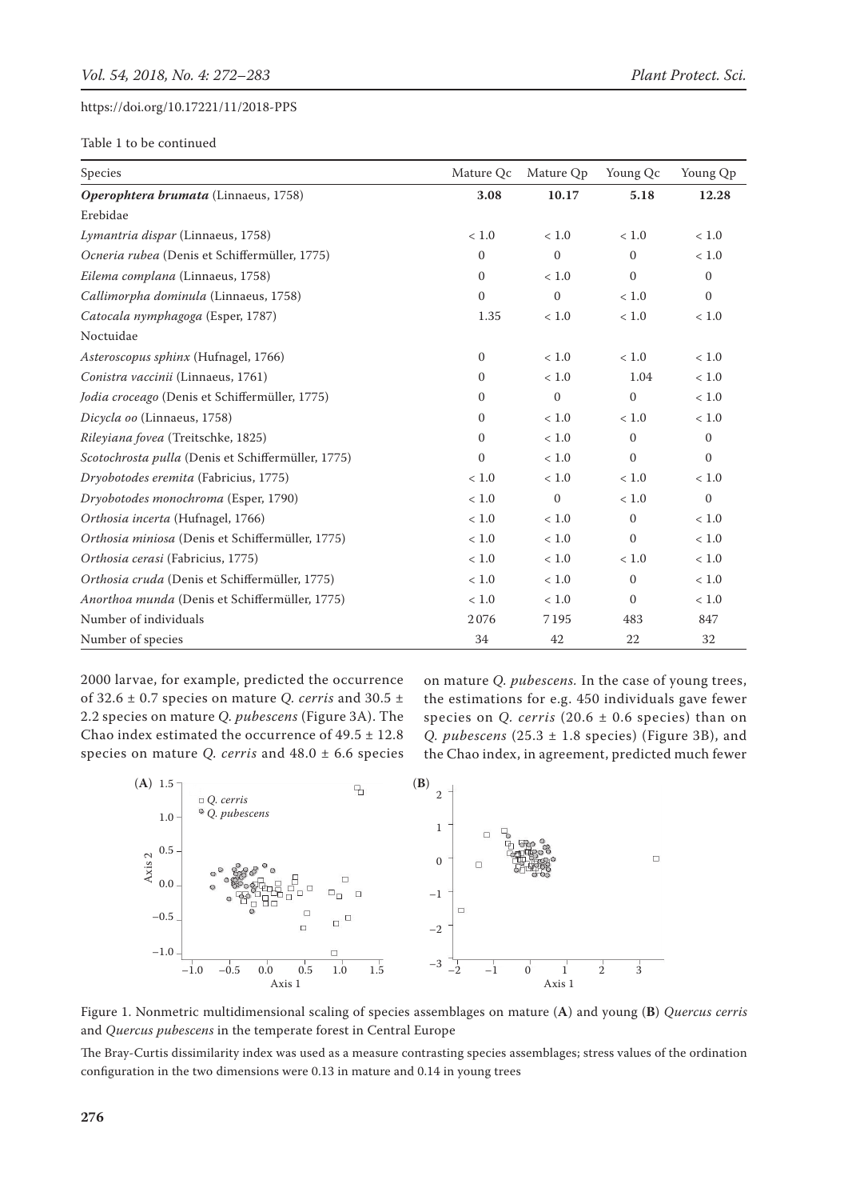Table 1 to be continued

| Species | Mature Qc | Mature Qp | Young Qc | Young Qp |
|---|---|---|---|---|
| ***Operophtera brumata*** **(Linnaeus, 1758)** | **3.08** | **10.17** | **5.18** | **12.28** |
| Erebidae | | | | |
| *Lymantria dispar* (Linnaeus, 1758) | < 1.0 | < 1.0 | < 1.0 | < 1.0 |
| *Ocneria rubea* (Denis et Schiffermüller, 1775) | 0 | 0 | 0 | < 1.0 |
| *Eilema complana* (Linnaeus, 1758) | 0 | < 1.0 | 0 | 0 |
| *Callimorpha dominula* (Linnaeus, 1758) | 0 | 0 | < 1.0 | 0 |
| *Catocala nymphagoga* (Esper, 1787) | 1.35 | < 1.0 | < 1.0 | < 1.0 |
| Noctuidae | | | | |
| *Asteroscopus sphinx* (Hufnagel, 1766) | 0 | < 1.0 | < 1.0 | < 1.0 |
| *Conistra vaccinii* (Linnaeus, 1761) | 0 | < 1.0 | 1.04 | < 1.0 |
| *Jodia croceago* (Denis et Schiffermüller, 1775) | 0 | 0 | 0 | < 1.0 |
| *Dicycla oo* (Linnaeus, 1758) | 0 | < 1.0 | < 1.0 | < 1.0 |
| *Rileyiana fovea* (Treitschke, 1825) | 0 | < 1.0 | 0 | 0 |
| *Scotochrosta pulla* (Denis et Schiffermüller, 1775) | 0 | < 1.0 | 0 | 0 |
| *Dryobotodes eremita* (Fabricius, 1775) | < 1.0 | < 1.0 | < 1.0 | < 1.0 |
| *Dryobotodes monochroma* (Esper, 1790) | < 1.0 | 0 | < 1.0 | 0 |
| *Orthosia incerta* (Hufnagel, 1766) | < 1.0 | < 1.0 | 0 | < 1.0 |
| *Orthosia miniosa* (Denis et Schiffermüller, 1775) | < 1.0 | < 1.0 | 0 | < 1.0 |
| *Orthosia cerasi* (Fabricius, 1775) | < 1.0 | < 1.0 | < 1.0 | < 1.0 |
| *Orthosia cruda* (Denis et Schiffermüller, 1775) | < 1.0 | < 1.0 | 0 | < 1.0 |
| *Anorthoa munda* (Denis et Schiffermüller, 1775) | < 1.0 | < 1.0 | 0 | < 1.0 |
| Number of individuals | 2076 | 7195 | 483 | 847 |
| Number of species | 34 | 42 | 22 | 32 |

2000 larvae, for example, predicted the occurrence of 32.6 ± 0.7 species on mature *Q. cerris* and 30.5 ± 2.2 species on mature *Q. pubescens* (Figure 3A). The Chao index estimated the occurrence of 49.5 ± 12.8 species on mature *Q. cerris* and 48.0 ± 6.6 species on mature *Q. pubescens.* In the case of young trees, the estimations for e.g. 450 individuals gave fewer species on *Q. cerris* (20.6 ± 0.6 species) than on *Q. pubescens* (25.3 ± 1.8 species) (Figure 3B), and the Chao index, in agreement, predicted much fewer

Figure 1. Nonmetric multidimensional scaling of species assemblages on mature (**A**) and young (**B**) *Quercus cerris* and *Quercus pubescens* in the temperate forest in Central Europe

The Bray-Curtis dissimilarity index was used as a measure contrasting species assemblages; stress values of the ordination configuration in the two dimensions were 0.13 in mature and 0.14 in young trees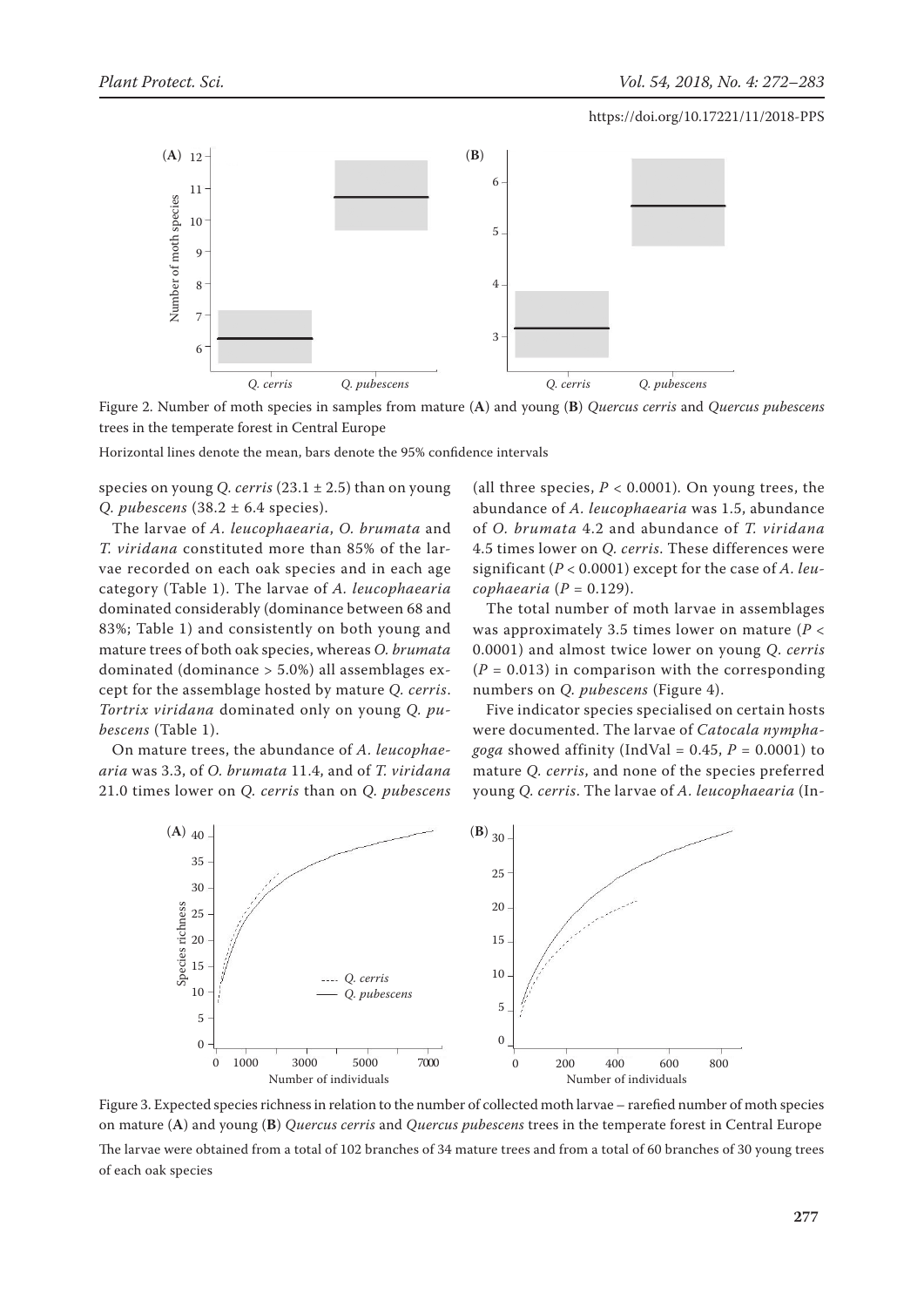Figure 2. Number of moth species in samples from mature (**A**) and young (**B**) *Quercus cerris* and *Quercus pubescens* trees in the temperate forest in Central Europe

Horizontal lines denote the mean, bars denote the 95% confidence intervals

species on young *Q. cerris* (23.1 ± 2.5) than on young *Q. pubescens* (38.2 ± 6.4 species).

The larvae of *A. leucophaearia*, *O. brumata* and *T. viridana* constituted more than 85% of the larvae recorded on each oak species and in each age category (Table 1). The larvae of *A. leucophaearia* dominated considerably (dominance between 68 and 83%; Table 1) and consistently on both young and mature trees of both oak species, whereas *O. brumata* dominated (dominance > 5.0%) all assemblages except for the assemblage hosted by mature *Q. cerris*. *Tortrix viridana* dominated only on young *Q. pubescens* (Table 1).

On mature trees, the abundance of *A. leucophaearia* was 3.3, of *O. brumata* 11.4, and of *T. viridana* 21.0 times lower on *Q. cerris* than on *Q. pubescens* (all three species, $P < 0.0001$). On young trees, the abundance of *A. leucophaearia* was 1.5, abundance of *O. brumata* 4.2 and abundance of *T. viridana* 4.5 times lower on *Q. cerris*. These differences were significant ($P < 0.0001$) except for the case of *A. leucophaearia* ($P = 0.129$).

The total number of moth larvae in assemblages was approximately 3.5 times lower on mature ($P < 0.0001$) and almost twice lower on young *Q. cerris* ($P = 0.013$) in comparison with the corresponding numbers on *Q. pubescens* (Figure 4).

Five indicator species specialised on certain hosts were documented. The larvae of *Catocala nymphagoga* showed affinity (IndVal = 0.45, $P = 0.0001$) to mature *Q. cerris*, and none of the species preferred young *Q. cerris*. The larvae of *A. leucophaearia* (In-

Figure 3. Expected species richness in relation to the number of collected moth larvae – rarefied number of moth species on mature (**A**) and young (**B**) *Quercus cerris* and *Quercus pubescens* trees in the temperate forest in Central Europe

The larvae were obtained from a total of 102 branches of 34 mature trees and from a total of 60 branches of 30 young trees of each oak species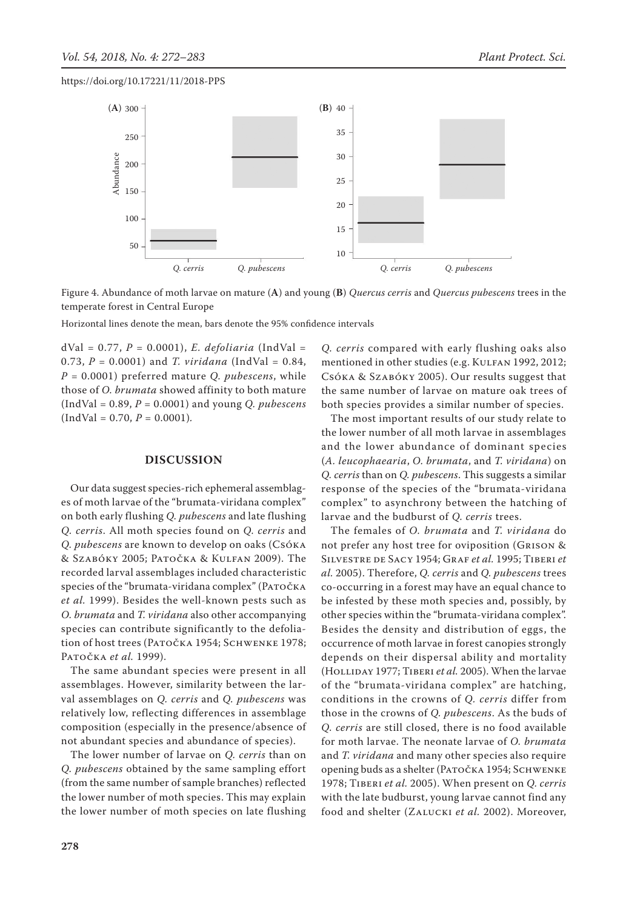Figure 4. Abundance of moth larvae on mature (**A**) and young (**B**) *Quercus cerris* and *Quercus pubescens* trees in the temperate forest in Central Europe

Horizontal lines denote the mean, bars denote the 95% confidence intervals

dVal = 0.77, $P$ = 0.0001), *E. defoliaria* (IndVal = 0.73, $P$ = 0.0001) and *T. viridana* (IndVal = 0.84, $P$ = 0.0001) preferred mature *Q. pubescens*, while those of *O. brumata* showed affinity to both mature (IndVal = 0.89, $P$ = 0.0001) and young *Q. pubescens* (IndVal = 0.70, $P$ = 0.0001).

## DISCUSSION

Our data suggest species-rich ephemeral assemblages of moth larvae of the "brumata-viridana complex" on both early flushing *Q. pubescens* and late flushing *Q. cerris*. All moth species found on *Q. cerris* and *Q. pubescens* are known to develop on oaks (Csóka & Szabóky 2005; Patočka & Kulfan 2009). The recorded larval assemblages included characteristic species of the "brumata-viridana complex" (Patočka *et al.* 1999). Besides the well-known pests such as *O. brumata* and *T. viridana* also other accompanying species can contribute significantly to the defoliation of host trees (Patočka 1954; Schwenke 1978; Patočka *et al.* 1999).

The same abundant species were present in all assemblages. However, similarity between the larval assemblages on *Q. cerris* and *Q. pubescens* was relatively low, reflecting differences in assemblage composition (especially in the presence/absence of not abundant species and abundance of species).

The lower number of larvae on *Q. cerris* than on *Q. pubescens* obtained by the same sampling effort (from the same number of sample branches) reflected the lower number of moth species. This may explain the lower number of moth species on late flushing *Q. cerris* compared with early flushing oaks also mentioned in other studies (e.g. Kulfan 1992, 2012; Csóka & Szabóky 2005). Our results suggest that the same number of larvae on mature oak trees of both species provides a similar number of species.

The most important results of our study relate to the lower number of all moth larvae in assemblages and the lower abundance of dominant species (*A. leucophaearia*, *O. brumata*, and *T. viridana*) on *Q. cerris* than on *Q. pubescens*. This suggests a similar response of the species of the "brumata-viridana complex" to asynchrony between the hatching of larvae and the budburst of *Q. cerris* trees.

The females of *O. brumata* and *T. viridana* do not prefer any host tree for oviposition (Grison & Silvestre de Sacy 1954; Graf *et al.* 1995; Tiberi *et al.* 2005). Therefore, *Q. cerris* and *Q. pubescens* trees co-occurring in a forest may have an equal chance to be infested by these moth species and, possibly, by other species within the "brumata-viridana complex". Besides the density and distribution of eggs, the occurrence of moth larvae in forest canopies strongly depends on their dispersal ability and mortality (Holliday 1977; Tiberi *et al.* 2005). When the larvae of the "brumata-viridana complex" are hatching, conditions in the crowns of *Q. cerris* differ from those in the crowns of *Q. pubescens*. As the buds of *Q. cerris* are still closed, there is no food available for moth larvae. The neonate larvae of *O. brumata* and *T. viridana* and many other species also require opening buds as a shelter (Patočka 1954; Schwenke 1978; Tiberi *et al.* 2005). When present on *Q. cerris* with the late budburst, young larvae cannot find any food and shelter (Zalucki *et al.* 2002). Moreover,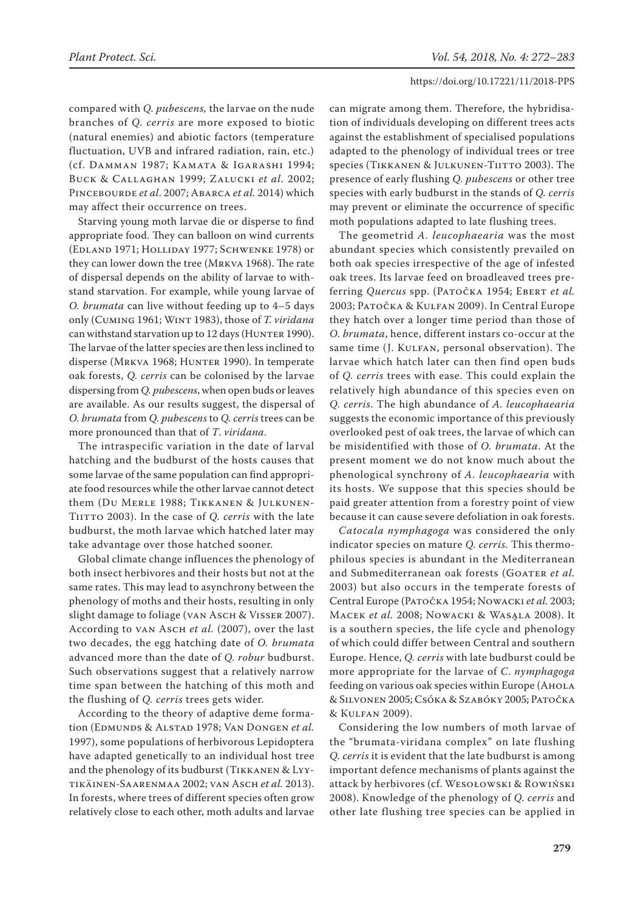compared with *Q. pubescens*, the larvae on the nude branches of *Q. cerris* are more exposed to biotic (natural enemies) and abiotic factors (temperature fluctuation, UVB and infrared radiation, rain, etc.) (cf. Damman 1987; Kamata & Igarashi 1994; Buck & Callaghan 1999; Zalucki *et al.* 2002; Pincebourde *et al.* 2007; Abarca *et al.* 2014) which may affect their occurrence on trees.

Starving young moth larvae die or disperse to find appropriate food. They can balloon on wind currents (Edland 1971; Holliday 1977; Schwenke 1978) or they can lower down the tree (Mrkva 1968). The rate of dispersal depends on the ability of larvae to withstand starvation. For example, while young larvae of *O. brumata* can live without feeding up to 4–5 days only (Cuming 1961; Wint 1983), those of *T. viridana* can withstand starvation up to 12 days (Hunter 1990). The larvae of the latter species are then less inclined to disperse (Mrkva 1968; Hunter 1990). In temperate oak forests, *Q. cerris* can be colonised by the larvae dispersing from *Q. pubescens*, when open buds or leaves are available. As our results suggest, the dispersal of *O. brumata* from *Q. pubescens* to *Q. cerris* trees can be more pronounced than that of *T. viridana*.

The intraspecific variation in the date of larval hatching and the budburst of the hosts causes that some larvae of the same population can find appropriate food resources while the other larvae cannot detect them (Du Merle 1988; Tikkanen & Julkunen-Tiitto 2003). In the case of *Q. cerris* with the late budburst, the moth larvae which hatched later may take advantage over those hatched sooner.

Global climate change influences the phenology of both insect herbivores and their hosts but not at the same rates. This may lead to asynchrony between the phenology of moths and their hosts, resulting in only slight damage to foliage (van Asch & Visser 2007). According to van Asch *et al.* (2007), over the last two decades, the egg hatching date of *O. brumata* advanced more than the date of *Q. robur* budburst. Such observations suggest that a relatively narrow time span between the hatching of this moth and the flushing of *Q. cerris* trees gets wider.

According to the theory of adaptive deme formation (Edmunds & Alstad 1978; Van Dongen *et al.* 1997), some populations of herbivorous Lepidoptera have adapted genetically to an individual host tree and the phenology of its budburst (Tikkanen & Lyytikäinen-Saarenmaa 2002; van Asch *et al.* 2013). In forests, where trees of different species often grow relatively close to each other, moth adults and larvae can migrate among them. Therefore, the hybridisation of individuals developing on different trees acts against the establishment of specialised populations adapted to the phenology of individual trees or tree species (Tikkanen & Julkunen-Tiitto 2003). The presence of early flushing *Q. pubescens* or other tree species with early budburst in the stands of *Q. cerris* may prevent or eliminate the occurrence of specific moth populations adapted to late flushing trees.

The geometrid *A. leucophaearia* was the most abundant species which consistently prevailed on both oak species irrespective of the age of infested oak trees. Its larvae feed on broadleaved trees preferring *Quercus* spp. (Patočka 1954; Ebert *et al.* 2003; Patočka & Kulfan 2009). In Central Europe they hatch over a longer time period than those of *O. brumata*, hence, different instars co-occur at the same time (J. Kulfan, personal observation). The larvae which hatch later can then find open buds of *Q. cerris* trees with ease. This could explain the relatively high abundance of this species even on *Q. cerris*. The high abundance of *A. leucophaearia* suggests the economic importance of this previously overlooked pest of oak trees, the larvae of which can be misidentified with those of *O. brumata*. At the present moment we do not know much about the phenological synchrony of *A. leucophaearia* with its hosts. We suppose that this species should be paid greater attention from a forestry point of view because it can cause severe defoliation in oak forests.

*Catocala nymphagoga* was considered the only indicator species on mature *Q. cerris*. This thermophilous species is abundant in the Mediterranean and Submediterranean oak forests (Goater *et al.* 2003) but also occurs in the temperate forests of Central Europe (Patočka 1954; Nowacki *et al.* 2003; Macek *et al.* 2008; Nowacki & Wasąla 2008). It is a southern species, the life cycle and phenology of which could differ between Central and southern Europe. Hence, *Q. cerris* with late budburst could be more appropriate for the larvae of *C. nymphagoga* feeding on various oak species within Europe (Ahola & Silvonen 2005; Csóka & Szabóky 2005; Patočka & Kulfan 2009).

Considering the low numbers of moth larvae of the "brumata-viridana complex" on late flushing *Q. cerris* it is evident that the late budburst is among important defence mechanisms of plants against the attack by herbivores (cf. Wesołowski & Rowiński 2008). Knowledge of the phenology of *Q. cerris* and other late flushing tree species can be applied in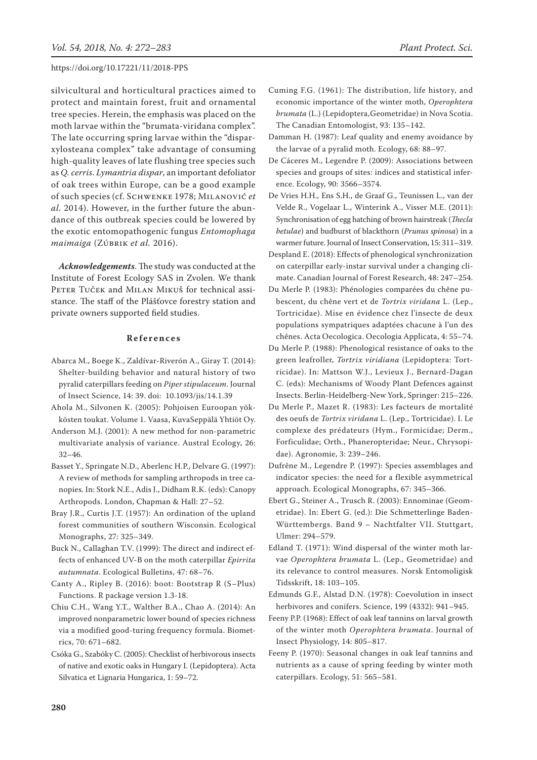silvicultural and horticultural practices aimed to protect and maintain forest, fruit and ornamental tree species. Herein, the emphasis was placed on the moth larvae within the "brumata-viridana complex". The late occurring spring larvae within the "dispar-xylosteana complex" take advantage of consuming high-quality leaves of late flushing tree species such as *Q. cerris*. *Lymantria dispar*, an important defoliator of oak trees within Europe, can be a good example of such species (cf. Schwenke 1978; Milanović *et al.* 2014). However, in the further future the abundance of this outbreak species could be lowered by the exotic entomopathogenic fungus *Entomophaga maimaiga* (Zúbrik *et al.* 2016).

***Acknowledgements***. The study was conducted at the Institute of Forest Ecology SAS in Zvolen. We thank Peter Tuček and Milan Mikuš for technical assistance. The staff of the Plášťovce forestry station and private owners supported field studies.

## References

Abarca M., Boege K., Zaldívar-Riverón A., Giray T. (2014): Shelter-building behavior and natural history of two pyralid caterpillars feeding on *Piper stipulaceum*. Journal of Insect Science, 14: 39. doi: 10.1093/jis/14.1.39

Ahola M., Silvonen K. (2005): Pohjoisen Euroopan yökkösten toukat. Volume 1. Vaasa, KuvaSeppälä Yhtiöt Oy.

Anderson M.J. (2001): A new method for non-parametric multivariate analysis of variance. Austral Ecology, 26: 32–46.

Basset Y., Springate N.D., Aberlenc H.P., Delvare G. (1997): A review of methods for sampling arthropods in tree canopies. In: Stork N.E., Adis J., Didham R.K. (eds): Canopy Arthropods. London, Chapman & Hall: 27–52.

Bray J.R., Curtis J.T. (1957): An ordination of the upland forest communities of southern Wisconsin. Ecological Monographs, 27: 325–349.

Buck N., Callaghan T.V. (1999): The direct and indirect effects of enhanced UV-B on the moth caterpillar *Epirrita autumnata*. Ecological Bulletins, 47: 68–76.

Canty A., Ripley B. (2016): boot: Bootstrap R (S–Plus) Functions. R package version 1.3-18.

Chiu C.H., Wang Y.T., Walther B.A., Chao A. (2014): An improved nonparametric lower bound of species richness via a modified good-turing frequency formula. Biometrics, 70: 671–682.

Csóka G., Szabóky C. (2005): Checklist of herbivorous insects of native and exotic oaks in Hungary I. (Lepidoptera). Acta Silvatica et Lignaria Hungarica, 1: 59–72.

Cuming F.G. (1961): The distribution, life history, and economic importance of the winter moth, *Operophtera brumata* (L.) (Lepidoptera,Geometridae) in Nova Scotia. The Canadian Entomologist, 93: 135–142.

Damman H. (1987): Leaf quality and enemy avoidance by the larvae of a pyralid moth. Ecology, 68: 88–97.

De Cáceres M., Legendre P. (2009): Associations between species and groups of sites: indices and statistical inference. Ecology, 90: 3566–3574.

De Vries H.H., Ens S.H., de Graaf G., Teunissen L., van der Velde R., Vogelaar L., Winterink A., Visser M.E. (2011): Synchronisation of egg hatching of brown hairstreak (*Thecla betulae*) and budburst of blackthorn (*Prunus spinosa*) in a warmer future. Journal of Insect Conservation, 15: 311–319.

Despland E. (2018): Effects of phenological synchronization on caterpillar early-instar survival under a changing climate. Canadian Journal of Forest Research, 48: 247–254.

Du Merle P. (1983): Phénologies comparées du chêne pubescent, du chêne vert et de *Tortrix viridana* L. (Lep., Tortricidae). Mise en évidence chez l'insecte de deux populations sympatriques adaptées chacune à l'un des chênes. Acta Oecologica. Oecologia Applicata, 4: 55–74.

Du Merle P. (1988): Phenological resistance of oaks to the green leafroller, *Tortrix viridiana* (Lepidoptera: Tortricidae). In: Mattson W.J., Levieux J., Bernard-Dagan C. (eds): Mechanisms of Woody Plant Defences against Insects. Berlin-Heidelberg-New York, Springer: 215–226.

Du Merle P., Mazet R. (1983): Les facteurs de mortalité des oeufs de *Tortrix viridana* L. (Lep., Tortricidae). I. Le complexe des prédateurs (Hym., Formicidae; Derm., Forficulidae; Orth., Phaneropteridae; Neur., Chrysopidae). Agronomie, 3: 239–246.

Dufrêne M., Legendre P. (1997): Species assemblages and indicator species: the need for a flexible asymmetrical approach. Ecological Monographs, 67: 345–366.

Ebert G., Steiner A., Trusch R. (2003): Ennominae (Geometridae). In: Ebert G. (ed.): Die Schmetterlinge Baden-Württembergs. Band 9 – Nachtfalter VII. Stuttgart, Ulmer: 294–579.

Edland T. (1971): Wind dispersal of the winter moth larvae *Operophtera brumata* L. (Lep., Geometridae) and its relevance to control measures. Norsk Entomoligisk Tidsskrift, 18: 103–105.

Edmunds G.F., Alstad D.N. (1978): Coevolution in insect herbivores and conifers. Science, 199 (4332): 941–945.

Feeny P.P. (1968): Effect of oak leaf tannins on larval growth of the winter moth *Operophtera brumata*. Journal of Insect Physiology, 14: 805–817.

Feeny P. (1970): Seasonal changes in oak leaf tannins and nutrients as a cause of spring feeding by winter moth caterpillars. Ecology, 51: 565–581.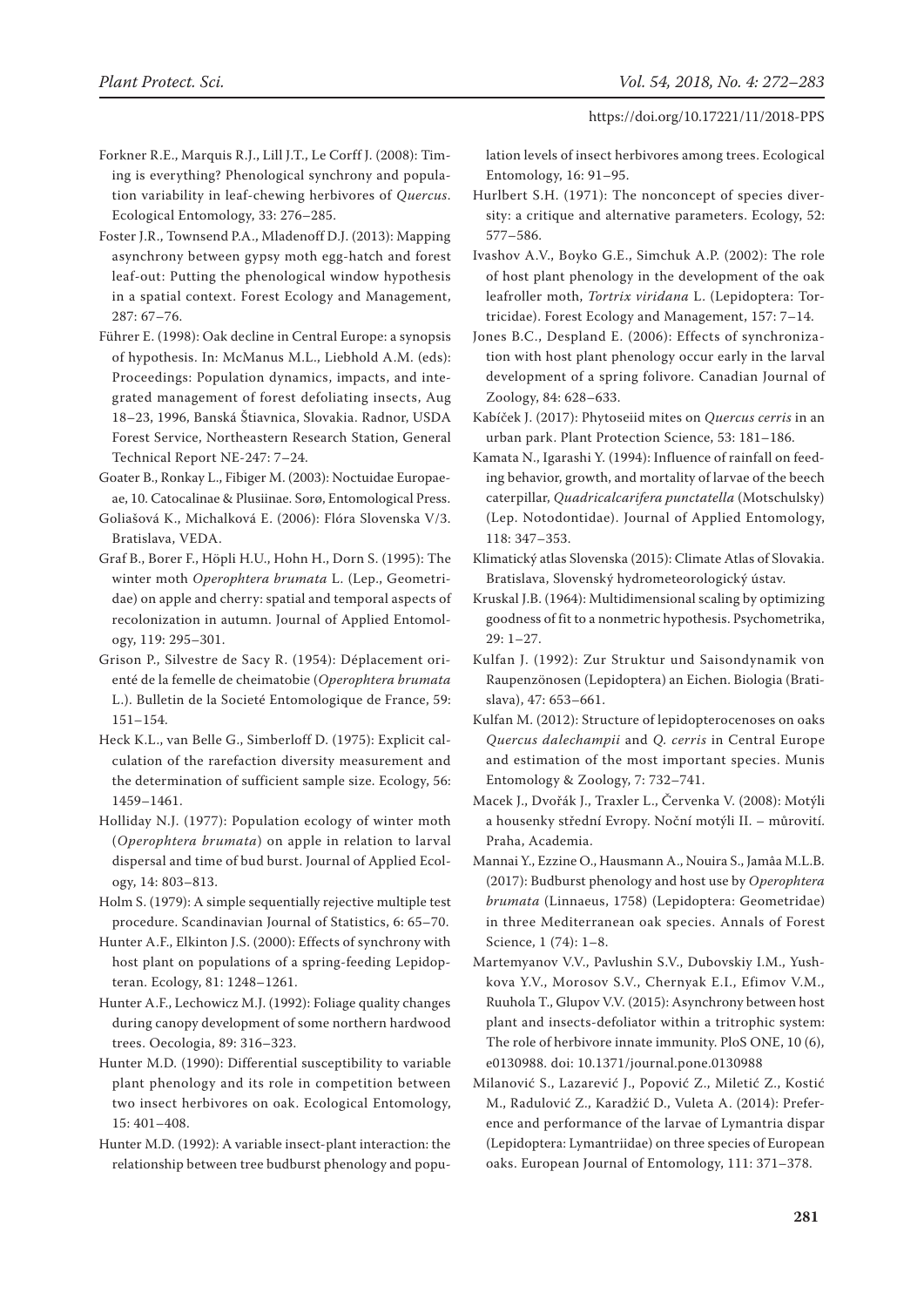Forkner R.E., Marquis R.J., Lill J.T., Le Corff J. (2008): Timing is everything? Phenological synchrony and population variability in leaf-chewing herbivores of *Quercus*. Ecological Entomology, 33: 276–285.

Foster J.R., Townsend P.A., Mladenoff D.J. (2013): Mapping asynchrony between gypsy moth egg-hatch and forest leaf-out: Putting the phenological window hypothesis in a spatial context. Forest Ecology and Management, 287: 67–76.

Führer E. (1998): Oak decline in Central Europe: a synopsis of hypothesis. In: McManus M.L., Liebhold A.M. (eds): Proceedings: Population dynamics, impacts, and integrated management of forest defoliating insects, Aug 18–23, 1996, Banská Štiavnica, Slovakia. Radnor, USDA Forest Service, Northeastern Research Station, General Technical Report NE-247: 7–24.

Goater B., Ronkay L., Fibiger M. (2003): Noctuidae Europaeae, 10. Catocalinae & Plusiinae. Sorø, Entomological Press.

Goliašová K., Michalková E. (2006): Flóra Slovenska V/3. Bratislava, VEDA.

Graf B., Borer F., Höpli H.U., Hohn H., Dorn S. (1995): The winter moth *Operophtera brumata* L. (Lep., Geometridae) on apple and cherry: spatial and temporal aspects of recolonization in autumn. Journal of Applied Entomology, 119: 295–301.

Grison P., Silvestre de Sacy R. (1954): Déplacement orienté de la femelle de cheimatobie (*Operophtera brumata* L.). Bulletin de la Societé Entomologique de France, 59: 151–154.

Heck K.L., van Belle G., Simberloff D. (1975): Explicit calculation of the rarefaction diversity measurement and the determination of sufficient sample size. Ecology, 56: 1459–1461.

Holliday N.J. (1977): Population ecology of winter moth (*Operophtera brumata*) on apple in relation to larval dispersal and time of bud burst. Journal of Applied Ecology, 14: 803–813.

Holm S. (1979): A simple sequentially rejective multiple test procedure. Scandinavian Journal of Statistics, 6: 65–70.

Hunter A.F., Elkinton J.S. (2000): Effects of synchrony with host plant on populations of a spring-feeding Lepidopteran. Ecology, 81: 1248–1261.

Hunter A.F., Lechowicz M.J. (1992): Foliage quality changes during canopy development of some northern hardwood trees. Oecologia, 89: 316–323.

Hunter M.D. (1990): Differential susceptibility to variable plant phenology and its role in competition between two insect herbivores on oak. Ecological Entomology, 15: 401–408.

Hunter M.D. (1992): A variable insect-plant interaction: the relationship between tree budburst phenology and population levels of insect herbivores among trees. Ecological Entomology, 16: 91–95.

Hurlbert S.H. (1971): The nonconcept of species diversity: a critique and alternative parameters. Ecology, 52: 577–586.

Ivashov A.V., Boyko G.E., Simchuk A.P. (2002): The role of host plant phenology in the development of the oak leafroller moth, *Tortrix viridana* L. (Lepidoptera: Tortricidae). Forest Ecology and Management, 157: 7–14.

Jones B.C., Despland E. (2006): Effects of synchronization with host plant phenology occur early in the larval development of a spring folivore. Canadian Journal of Zoology, 84: 628–633.

Kabíček J. (2017): Phytoseiid mites on *Quercus cerris* in an urban park. Plant Protection Science, 53: 181–186.

Kamata N., Igarashi Y. (1994): Influence of rainfall on feeding behavior, growth, and mortality of larvae of the beech caterpillar, *Quadricalcarifera punctatella* (Motschulsky) (Lep. Notodontidae). Journal of Applied Entomology, 118: 347–353.

Klimatický atlas Slovenska (2015): Climate Atlas of Slovakia. Bratislava, Slovenský hydrometeorologický ústav.

Kruskal J.B. (1964): Multidimensional scaling by optimizing goodness of fit to a nonmetric hypothesis. Psychometrika, 29: 1–27.

Kulfan J. (1992): Zur Struktur und Saisondynamik von Raupenzönosen (Lepidoptera) an Eichen. Biologia (Bratislava), 47: 653–661.

Kulfan M. (2012): Structure of lepidopterocenoses on oaks *Quercus dalechampii* and *Q. cerris* in Central Europe and estimation of the most important species. Munis Entomology & Zoology, 7: 732–741.

Macek J., Dvořák J., Traxler L., Červenka V. (2008): Motýli a housenky střední Evropy. Noční motýli II. – můrovití. Praha, Academia.

Mannai Y., Ezzine O., Hausmann A., Nouira S., Jamâa M.L.B. (2017): Budburst phenology and host use by *Operophtera brumata* (Linnaeus, 1758) (Lepidoptera: Geometridae) in three Mediterranean oak species. Annals of Forest Science, 1 (74): 1–8.

Martemyanov V.V., Pavlushin S.V., Dubovskiy I.M., Yushkova Y.V., Morosov S.V., Chernyak E.I., Efimov V.M., Ruuhola T., Glupov V.V. (2015): Asynchrony between host plant and insects-defoliator within a tritrophic system: The role of herbivore innate immunity. PloS ONE, 10 (6), e0130988. doi: 10.1371/journal.pone.0130988

Milanović S., Lazarević J., Popović Z., Miletić Z., Kostić M., Radulović Z., Karadžić D., Vuleta A. (2014): Preference and performance of the larvae of Lymantria dispar (Lepidoptera: Lymantriidae) on three species of European oaks. European Journal of Entomology, 111: 371–378.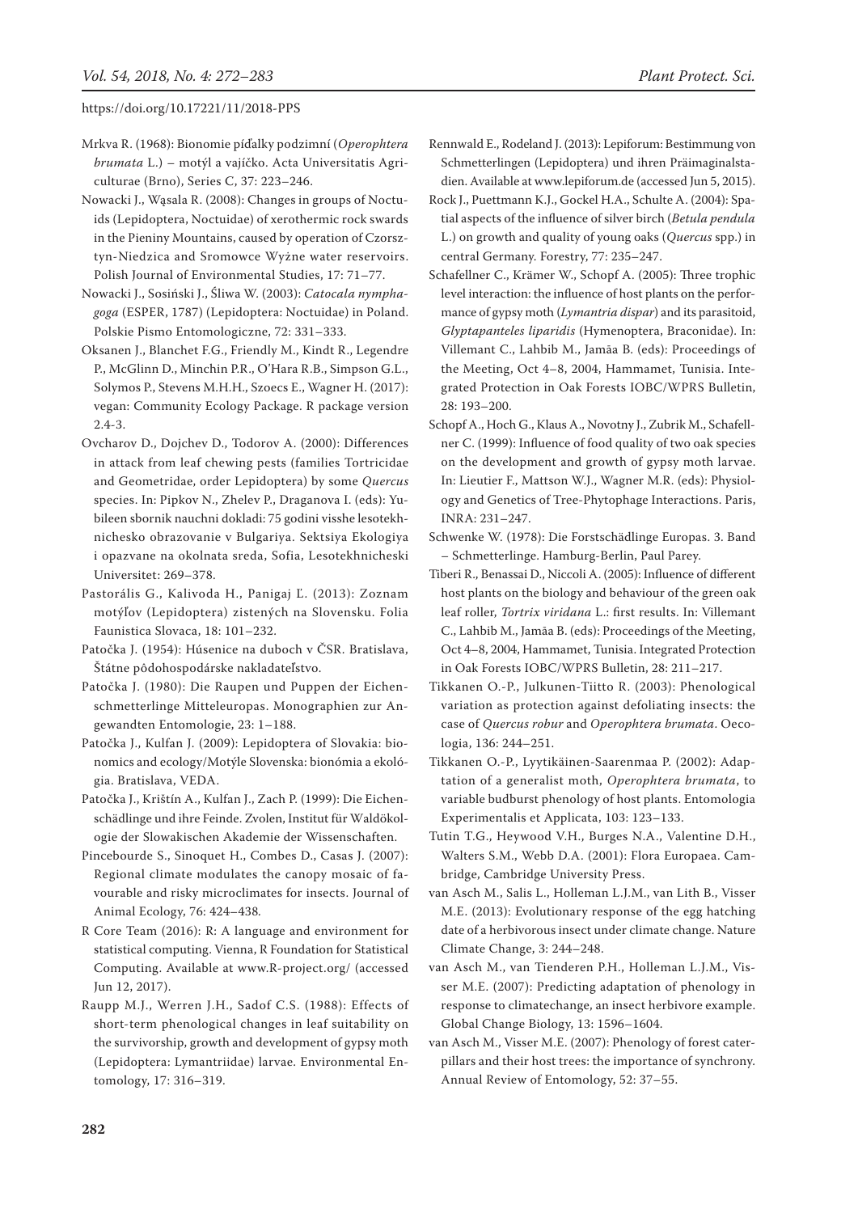Mrkva R. (1968): Bionomie píďalky podzimní (*Operophtera brumata* L.) – motýl a vajíčko. Acta Universitatis Agriculturae (Brno), Series C, 37: 223–246.

Nowacki J., Wąsala R. (2008): Changes in groups of Noctuids (Lepidoptera, Noctuidae) of xerothermic rock swards in the Pieniny Mountains, caused by operation of Czorsztyn-Niedzica and Sromowce Wyżne water reservoirs. Polish Journal of Environmental Studies, 17: 71–77.

Nowacki J., Sosiński J., Śliwa W. (2003): *Catocala nymphagoga* (ESPER, 1787) (Lepidoptera: Noctuidae) in Poland. Polskie Pismo Entomologiczne, 72: 331–333.

Oksanen J., Blanchet F.G., Friendly M., Kindt R., Legendre P., McGlinn D., Minchin P.R., O'Hara R.B., Simpson G.L., Solymos P., Stevens M.H.H., Szoecs E., Wagner H. (2017): vegan: Community Ecology Package. R package version 2.4-3.

Ovcharov D., Dojchev D., Todorov A. (2000): Differences in attack from leaf chewing pests (families Tortricidae and Geometridae, order Lepidoptera) by some *Quercus* species. In: Pipkov N., Zhelev P., Draganova I. (eds): Yubileen sbornik nauchni dokladi: 75 godini visshe lesotekhnichesko obrazovanie v Bulgariya. Sektsiya Ekologiya i opazvane na okolnata sreda, Sofia, Lesotekhnicheski Universitet: 269–378.

Pastorális G., Kalivoda H., Panigaj Ľ. (2013): Zoznam motýľov (Lepidoptera) zistených na Slovensku. Folia Faunistica Slovaca, 18: 101–232.

Patočka J. (1954): Húsenice na duboch v ČSR. Bratislava, Štátne pôdohospodárske nakladateľstvo.

Patočka J. (1980): Die Raupen und Puppen der Eichenschmetterlinge Mitteleuropas. Monographien zur Angewandten Entomologie, 23: 1–188.

Patočka J., Kulfan J. (2009): Lepidoptera of Slovakia: bionomics and ecology/Motýle Slovenska: bionómia a ekológia. Bratislava, VEDA.

Patočka J., Krištín A., Kulfan J., Zach P. (1999): Die Eichenschädlinge und ihre Feinde. Zvolen, Institut für Waldökologie der Slowakischen Akademie der Wissenschaften.

Pincebourde S., Sinoquet H., Combes D., Casas J. (2007): Regional climate modulates the canopy mosaic of favourable and risky microclimates for insects. Journal of Animal Ecology, 76: 424–438.

R Core Team (2016): R: A language and environment for statistical computing. Vienna, R Foundation for Statistical Computing. Available at www.R-project.org/ (accessed Jun 12, 2017).

Raupp M.J., Werren J.H., Sadof C.S. (1988): Effects of short-term phenological changes in leaf suitability on the survivorship, growth and development of gypsy moth (Lepidoptera: Lymantriidae) larvae. Environmental Entomology, 17: 316–319.

Rennwald E., Rodeland J. (2013): Lepiforum: Bestimmung von Schmetterlingen (Lepidoptera) und ihren Präimaginalstadien. Available at www.lepiforum.de (accessed Jun 5, 2015).

Rock J., Puettmann K.J., Gockel H.A., Schulte A. (2004): Spatial aspects of the influence of silver birch (*Betula pendula* L.) on growth and quality of young oaks (*Quercus* spp.) in central Germany. Forestry, 77: 235–247.

Schafellner C., Krämer W., Schopf A. (2005): Three trophic level interaction: the influence of host plants on the performance of gypsy moth (*Lymantria dispar*) and its parasitoid, *Glyptapanteles liparidis* (Hymenoptera, Braconidae). In: Villemant C., Lahbib M., Jamâa B. (eds): Proceedings of the Meeting, Oct 4–8, 2004, Hammamet, Tunisia. Integrated Protection in Oak Forests IOBC/WPRS Bulletin, 28: 193–200.

Schopf A., Hoch G., Klaus A., Novotny J., Zubrik M., Schafellner C. (1999): Influence of food quality of two oak species on the development and growth of gypsy moth larvae. In: Lieutier F., Mattson W.J., Wagner M.R. (eds): Physiology and Genetics of Tree-Phytophage Interactions. Paris, INRA: 231–247.

Schwenke W. (1978): Die Forstschädlinge Europas. 3. Band – Schmetterlinge. Hamburg-Berlin, Paul Parey.

Tiberi R., Benassai D., Niccoli A. (2005): Influence of different host plants on the biology and behaviour of the green oak leaf roller, *Tortrix viridana* L.: first results. In: Villemant C., Lahbib M., Jamâa B. (eds): Proceedings of the Meeting, Oct 4–8, 2004, Hammamet, Tunisia. Integrated Protection in Oak Forests IOBC/WPRS Bulletin, 28: 211–217.

Tikkanen O.-P., Julkunen-Tiitto R. (2003): Phenological variation as protection against defoliating insects: the case of *Quercus robur* and *Operophtera brumata*. Oecologia, 136: 244–251.

Tikkanen O.-P., Lyytikäinen-Saarenmaa P. (2002): Adaptation of a generalist moth, *Operophtera brumata*, to variable budburst phenology of host plants. Entomologia Experimentalis et Applicata, 103: 123–133.

Tutin T.G., Heywood V.H., Burges N.A., Valentine D.H., Walters S.M., Webb D.A. (2001): Flora Europaea. Cambridge, Cambridge University Press.

van Asch M., Salis L., Holleman L.J.M., van Lith B., Visser M.E. (2013): Evolutionary response of the egg hatching date of a herbivorous insect under climate change. Nature Climate Change, 3: 244–248.

van Asch M., van Tienderen P.H., Holleman L.J.M., Visser M.E. (2007): Predicting adaptation of phenology in response to climatechange, an insect herbivore example. Global Change Biology, 13: 1596–1604.

van Asch M., Visser M.E. (2007): Phenology of forest caterpillars and their host trees: the importance of synchrony. Annual Review of Entomology, 52: 37–55.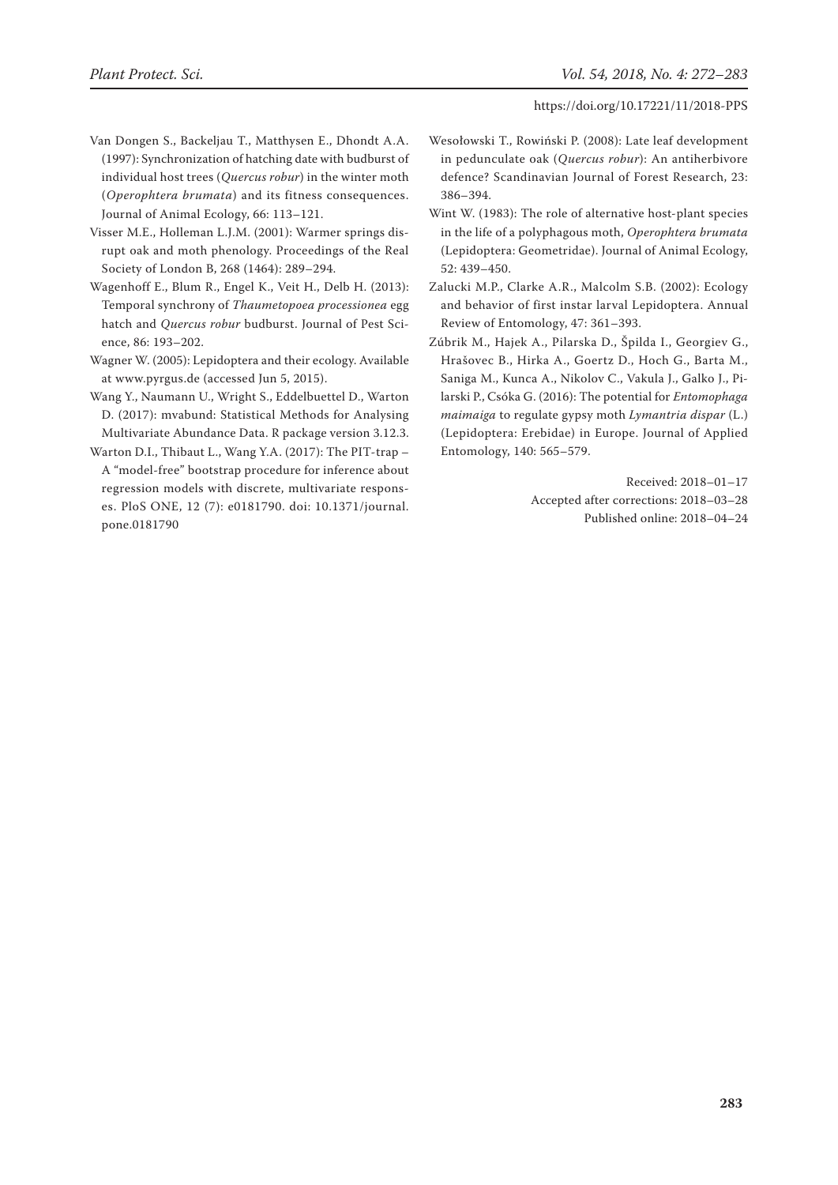Van Dongen S., Backeljau T., Matthysen E., Dhondt A.A. (1997): Synchronization of hatching date with budburst of individual host trees (*Quercus robur*) in the winter moth (*Operophtera brumata*) and its fitness consequences. Journal of Animal Ecology, 66: 113–121.

Visser M.E., Holleman L.J.M. (2001): Warmer springs disrupt oak and moth phenology. Proceedings of the Real Society of London B, 268 (1464): 289–294.

Wagenhoff E., Blum R., Engel K., Veit H., Delb H. (2013): Temporal synchrony of *Thaumetopoea processionea* egg hatch and *Quercus robur* budburst. Journal of Pest Science, 86: 193–202.

Wagner W. (2005): Lepidoptera and their ecology. Available at www.pyrgus.de (accessed Jun 5, 2015).

Wang Y., Naumann U., Wright S., Eddelbuettel D., Warton D. (2017): mvabund: Statistical Methods for Analysing Multivariate Abundance Data. R package version 3.12.3.

Warton D.I., Thibaut L., Wang Y.A. (2017): The PIT-trap – A "model-free" bootstrap procedure for inference about regression models with discrete, multivariate responses. PloS ONE, 12 (7): e0181790. doi: 10.1371/journal.pone.0181790

Wesołowski T., Rowiński P. (2008): Late leaf development in pedunculate oak (*Quercus robur*): An antiherbivore defence? Scandinavian Journal of Forest Research, 23: 386–394.

Wint W. (1983): The role of alternative host-plant species in the life of a polyphagous moth, *Operophtera brumata* (Lepidoptera: Geometridae). Journal of Animal Ecology, 52: 439–450.

Zalucki M.P., Clarke A.R., Malcolm S.B. (2002): Ecology and behavior of first instar larval Lepidoptera. Annual Review of Entomology, 47: 361–393.

Zúbrik M., Hajek A., Pilarska D., Špilda I., Georgiev G., Hrašovec B., Hirka A., Goertz D., Hoch G., Barta M., Saniga M., Kunca A., Nikolov C., Vakula J., Galko J., Pilarski P., Csóka G. (2016): The potential for *Entomophaga maimaiga* to regulate gypsy moth *Lymantria dispar* (L.) (Lepidoptera: Erebidae) in Europe. Journal of Applied Entomology, 140: 565–579.

Received: 2018–01–17

Accepted after corrections: 2018–03–28

Published online: 2018–04–24